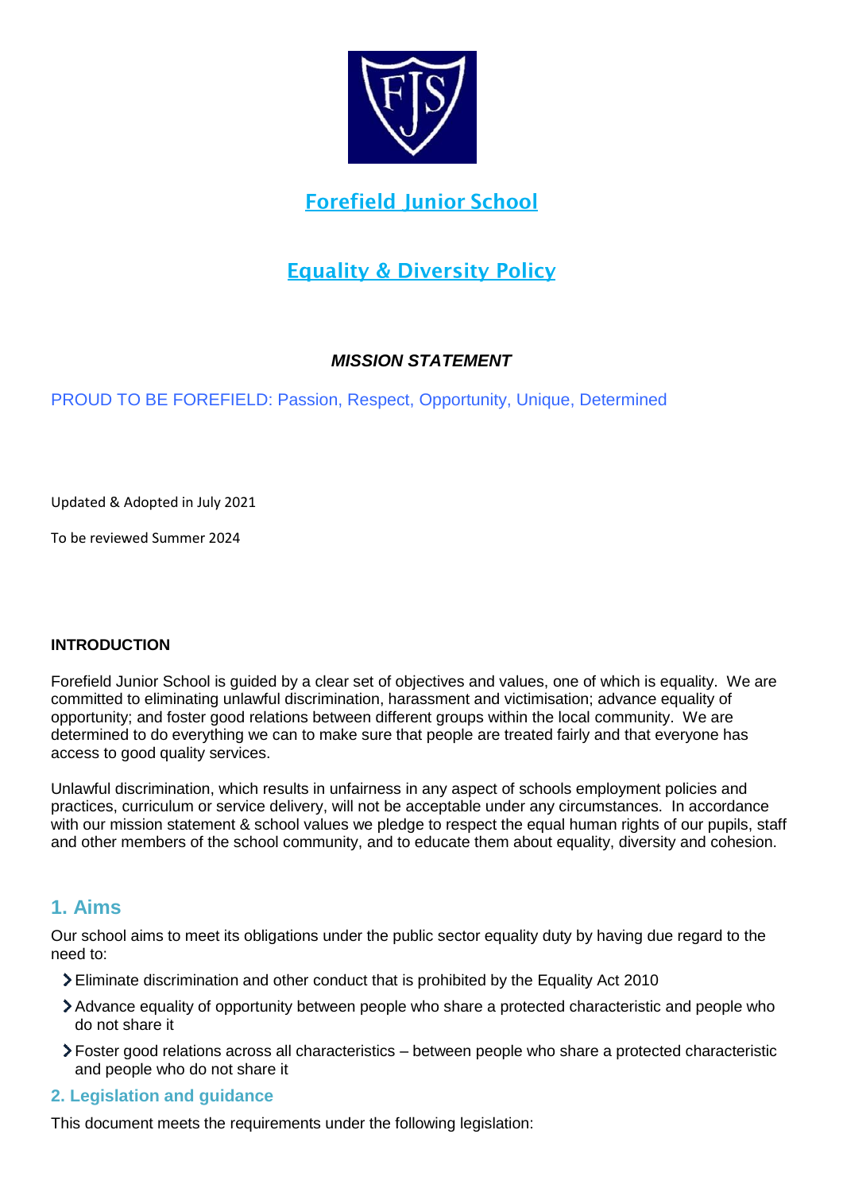# Forefield Junior School

# Equality & Diversity Policy

***MISSION STATEMENT***

PROUD TO BE FOREFIELD: Passion, Respect, Opportunity, Unique, Determined

Updated & Adopted in July 2021

To be reviewed Summer 2024

**INTRODUCTION**

Forefield Junior School is guided by a clear set of objectives and values, one of which is equality. We are committed to eliminating unlawful discrimination, harassment and victimisation; advance equality of opportunity; and foster good relations between different groups within the local community. We are determined to do everything we can to make sure that people are treated fairly and that everyone has access to good quality services.

Unlawful discrimination, which results in unfairness in any aspect of schools employment policies and practices, curriculum or service delivery, will not be acceptable under any circumstances. In accordance with our mission statement & school values we pledge to respect the equal human rights of our pupils, staff and other members of the school community, and to educate them about equality, diversity and cohesion.

## 1. Aims

Our school aims to meet its obligations under the public sector equality duty by having due regard to the need to:

- Eliminate discrimination and other conduct that is prohibited by the Equality Act 2010
- Advance equality of opportunity between people who share a protected characteristic and people who do not share it
- Foster good relations across all characteristics – between people who share a protected characteristic and people who do not share it

### 2. Legislation and guidance

This document meets the requirements under the following legislation: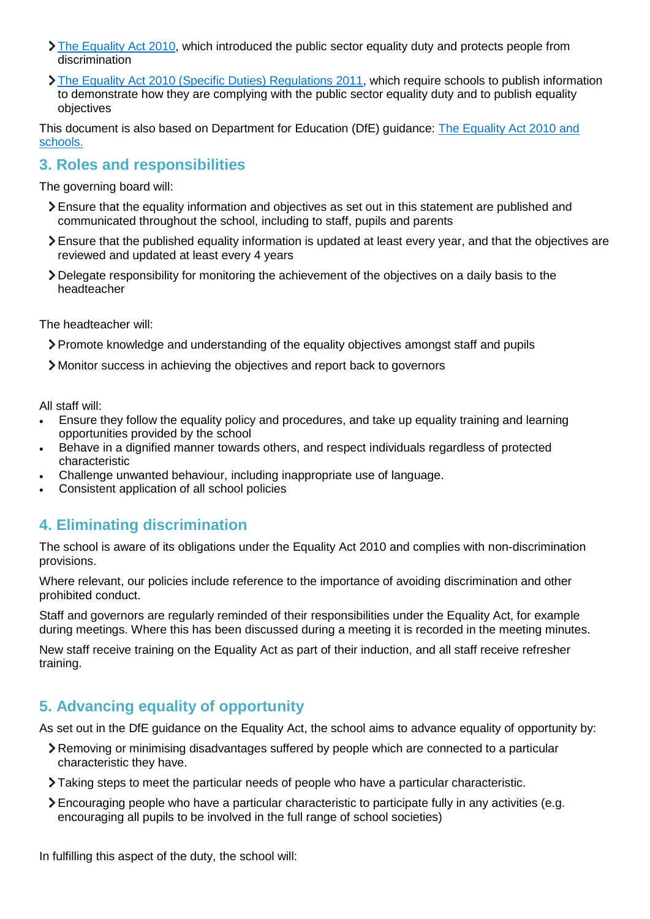- [The Equality Act 2010](), which introduced the public sector equality duty and protects people from discrimination
- [The Equality Act 2010 (Specific Duties) Regulations 2011](), which require schools to publish information to demonstrate how they are complying with the public sector equality duty and to publish equality objectives

This document is also based on Department for Education (DfE) guidance: [The Equality Act 2010 and schools.]()

## 3. Roles and responsibilities

The governing board will:

- Ensure that the equality information and objectives as set out in this statement are published and communicated throughout the school, including to staff, pupils and parents
- Ensure that the published equality information is updated at least every year, and that the objectives are reviewed and updated at least every 4 years
- Delegate responsibility for monitoring the achievement of the objectives on a daily basis to the headteacher

The headteacher will:

- Promote knowledge and understanding of the equality objectives amongst staff and pupils
- Monitor success in achieving the objectives and report back to governors

All staff will:

- Ensure they follow the equality policy and procedures, and take up equality training and learning opportunities provided by the school
- Behave in a dignified manner towards others, and respect individuals regardless of protected characteristic
- Challenge unwanted behaviour, including inappropriate use of language.
- Consistent application of all school policies

## 4. Eliminating discrimination

The school is aware of its obligations under the Equality Act 2010 and complies with non-discrimination provisions.

Where relevant, our policies include reference to the importance of avoiding discrimination and other prohibited conduct.

Staff and governors are regularly reminded of their responsibilities under the Equality Act, for example during meetings. Where this has been discussed during a meeting it is recorded in the meeting minutes.

New staff receive training on the Equality Act as part of their induction, and all staff receive refresher training.

## 5. Advancing equality of opportunity

As set out in the DfE guidance on the Equality Act, the school aims to advance equality of opportunity by:

- Removing or minimising disadvantages suffered by people which are connected to a particular characteristic they have.
- Taking steps to meet the particular needs of people who have a particular characteristic.
- Encouraging people who have a particular characteristic to participate fully in any activities (e.g. encouraging all pupils to be involved in the full range of school societies)

In fulfilling this aspect of the duty, the school will: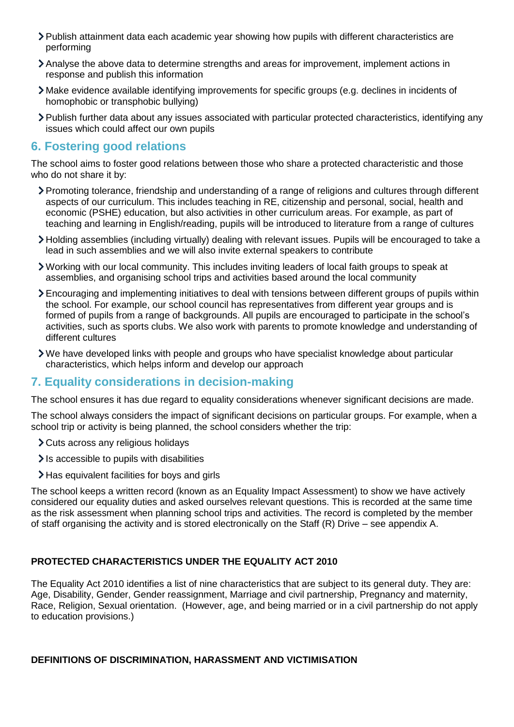- Publish attainment data each academic year showing how pupils with different characteristics are performing
- Analyse the above data to determine strengths and areas for improvement, implement actions in response and publish this information
- Make evidence available identifying improvements for specific groups (e.g. declines in incidents of homophobic or transphobic bullying)
- Publish further data about any issues associated with particular protected characteristics, identifying any issues which could affect our own pupils

## 6. Fostering good relations

The school aims to foster good relations between those who share a protected characteristic and those who do not share it by:

- Promoting tolerance, friendship and understanding of a range of religions and cultures through different aspects of our curriculum. This includes teaching in RE, citizenship and personal, social, health and economic (PSHE) education, but also activities in other curriculum areas. For example, as part of teaching and learning in English/reading, pupils will be introduced to literature from a range of cultures
- Holding assemblies (including virtually) dealing with relevant issues. Pupils will be encouraged to take a lead in such assemblies and we will also invite external speakers to contribute
- Working with our local community. This includes inviting leaders of local faith groups to speak at assemblies, and organising school trips and activities based around the local community
- Encouraging and implementing initiatives to deal with tensions between different groups of pupils within the school. For example, our school council has representatives from different year groups and is formed of pupils from a range of backgrounds. All pupils are encouraged to participate in the school's activities, such as sports clubs. We also work with parents to promote knowledge and understanding of different cultures
- We have developed links with people and groups who have specialist knowledge about particular characteristics, which helps inform and develop our approach

## 7. Equality considerations in decision-making

The school ensures it has due regard to equality considerations whenever significant decisions are made.

The school always considers the impact of significant decisions on particular groups. For example, when a school trip or activity is being planned, the school considers whether the trip:

- Cuts across any religious holidays
- Is accessible to pupils with disabilities
- Has equivalent facilities for boys and girls

The school keeps a written record (known as an Equality Impact Assessment) to show we have actively considered our equality duties and asked ourselves relevant questions. This is recorded at the same time as the risk assessment when planning school trips and activities. The record is completed by the member of staff organising the activity and is stored electronically on the Staff (R) Drive – see appendix A.

**PROTECTED CHARACTERISTICS UNDER THE EQUALITY ACT 2010**

The Equality Act 2010 identifies a list of nine characteristics that are subject to its general duty. They are: Age, Disability, Gender, Gender reassignment, Marriage and civil partnership, Pregnancy and maternity, Race, Religion, Sexual orientation. (However, age, and being married or in a civil partnership do not apply to education provisions.)

**DEFINITIONS OF DISCRIMINATION, HARASSMENT AND VICTIMISATION**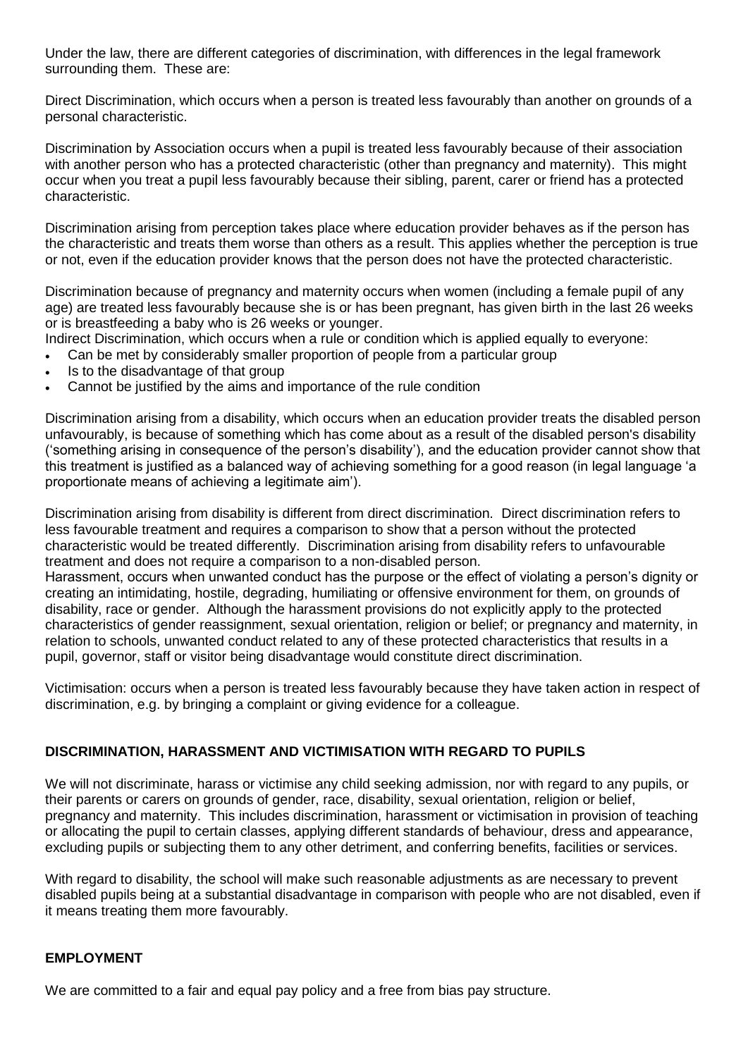Under the law, there are different categories of discrimination, with differences in the legal framework surrounding them. These are:

Direct Discrimination, which occurs when a person is treated less favourably than another on grounds of a personal characteristic.

Discrimination by Association occurs when a pupil is treated less favourably because of their association with another person who has a protected characteristic (other than pregnancy and maternity). This might occur when you treat a pupil less favourably because their sibling, parent, carer or friend has a protected characteristic.

Discrimination arising from perception takes place where education provider behaves as if the person has the characteristic and treats them worse than others as a result. This applies whether the perception is true or not, even if the education provider knows that the person does not have the protected characteristic.

Discrimination because of pregnancy and maternity occurs when women (including a female pupil of any age) are treated less favourably because she is or has been pregnant, has given birth in the last 26 weeks or is breastfeeding a baby who is 26 weeks or younger.

Indirect Discrimination, which occurs when a rule or condition which is applied equally to everyone:

- Can be met by considerably smaller proportion of people from a particular group
- Is to the disadvantage of that group
- Cannot be justified by the aims and importance of the rule condition

Discrimination arising from a disability, which occurs when an education provider treats the disabled person unfavourably, is because of something which has come about as a result of the disabled person's disability ('something arising in consequence of the person's disability'), and the education provider cannot show that this treatment is justified as a balanced way of achieving something for a good reason (in legal language 'a proportionate means of achieving a legitimate aim').

Discrimination arising from disability is different from direct discrimination. Direct discrimination refers to less favourable treatment and requires a comparison to show that a person without the protected characteristic would be treated differently. Discrimination arising from disability refers to unfavourable treatment and does not require a comparison to a non-disabled person.

Harassment, occurs when unwanted conduct has the purpose or the effect of violating a person's dignity or creating an intimidating, hostile, degrading, humiliating or offensive environment for them, on grounds of disability, race or gender. Although the harassment provisions do not explicitly apply to the protected characteristics of gender reassignment, sexual orientation, religion or belief; or pregnancy and maternity, in relation to schools, unwanted conduct related to any of these protected characteristics that results in a pupil, governor, staff or visitor being disadvantage would constitute direct discrimination.

Victimisation: occurs when a person is treated less favourably because they have taken action in respect of discrimination, e.g. by bringing a complaint or giving evidence for a colleague.

**DISCRIMINATION, HARASSMENT AND VICTIMISATION WITH REGARD TO PUPILS**

We will not discriminate, harass or victimise any child seeking admission, nor with regard to any pupils, or their parents or carers on grounds of gender, race, disability, sexual orientation, religion or belief, pregnancy and maternity. This includes discrimination, harassment or victimisation in provision of teaching or allocating the pupil to certain classes, applying different standards of behaviour, dress and appearance, excluding pupils or subjecting them to any other detriment, and conferring benefits, facilities or services.

With regard to disability, the school will make such reasonable adjustments as are necessary to prevent disabled pupils being at a substantial disadvantage in comparison with people who are not disabled, even if it means treating them more favourably.

**EMPLOYMENT**

We are committed to a fair and equal pay policy and a free from bias pay structure.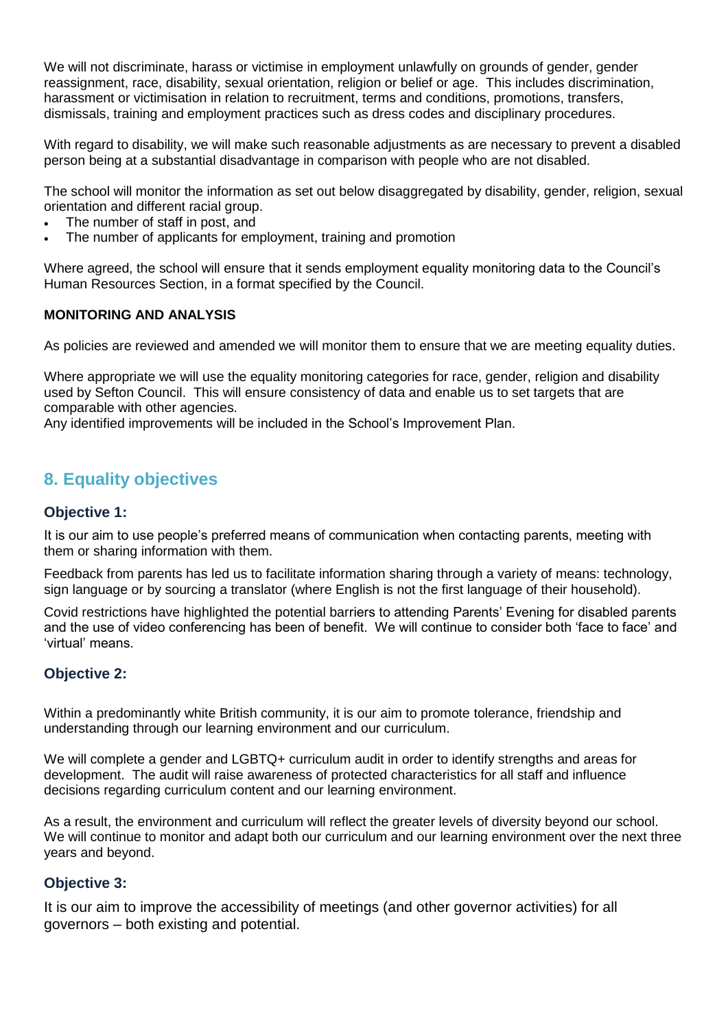We will not discriminate, harass or victimise in employment unlawfully on grounds of gender, gender reassignment, race, disability, sexual orientation, religion or belief or age. This includes discrimination, harassment or victimisation in relation to recruitment, terms and conditions, promotions, transfers, dismissals, training and employment practices such as dress codes and disciplinary procedures.

With regard to disability, we will make such reasonable adjustments as are necessary to prevent a disabled person being at a substantial disadvantage in comparison with people who are not disabled.

The school will monitor the information as set out below disaggregated by disability, gender, religion, sexual orientation and different racial group.

- The number of staff in post, and
- The number of applicants for employment, training and promotion

Where agreed, the school will ensure that it sends employment equality monitoring data to the Council's Human Resources Section, in a format specified by the Council.

**MONITORING AND ANALYSIS**

As policies are reviewed and amended we will monitor them to ensure that we are meeting equality duties.

Where appropriate we will use the equality monitoring categories for race, gender, religion and disability used by Sefton Council. This will ensure consistency of data and enable us to set targets that are comparable with other agencies.
Any identified improvements will be included in the School's Improvement Plan.

## 8. Equality objectives

### Objective 1:

It is our aim to use people's preferred means of communication when contacting parents, meeting with them or sharing information with them.

Feedback from parents has led us to facilitate information sharing through a variety of means: technology, sign language or by sourcing a translator (where English is not the first language of their household).

Covid restrictions have highlighted the potential barriers to attending Parents' Evening for disabled parents and the use of video conferencing has been of benefit. We will continue to consider both 'face to face' and 'virtual' means.

### Objective 2:

Within a predominantly white British community, it is our aim to promote tolerance, friendship and understanding through our learning environment and our curriculum.

We will complete a gender and LGBTQ+ curriculum audit in order to identify strengths and areas for development. The audit will raise awareness of protected characteristics for all staff and influence decisions regarding curriculum content and our learning environment.

As a result, the environment and curriculum will reflect the greater levels of diversity beyond our school. We will continue to monitor and adapt both our curriculum and our learning environment over the next three years and beyond.

### Objective 3:

It is our aim to improve the accessibility of meetings (and other governor activities) for all governors – both existing and potential.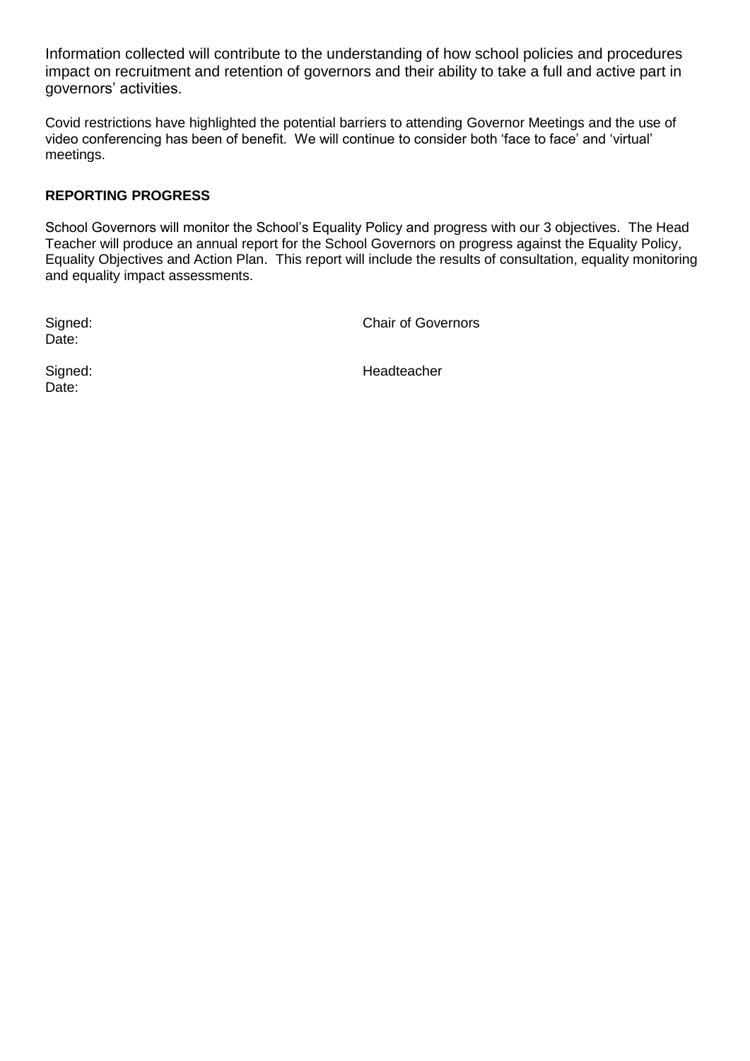Information collected will contribute to the understanding of how school policies and procedures impact on recruitment and retention of governors and their ability to take a full and active part in governors' activities.

Covid restrictions have highlighted the potential barriers to attending Governor Meetings and the use of video conferencing has been of benefit. We will continue to consider both 'face to face' and 'virtual' meetings.

**REPORTING PROGRESS**

School Governors will monitor the School's Equality Policy and progress with our 3 objectives. The Head Teacher will produce an annual report for the School Governors on progress against the Equality Policy, Equality Objectives and Action Plan. This report will include the results of consultation, equality monitoring and equality impact assessments.

Signed: Chair of Governors
Date:

Signed: Headteacher
Date: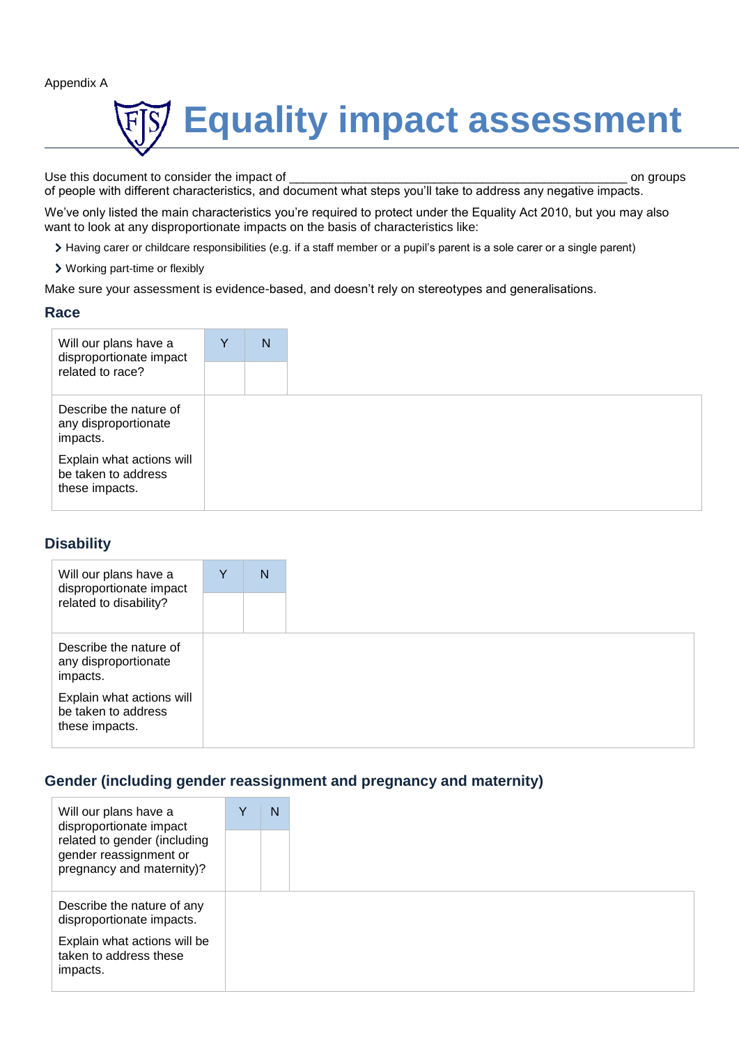Appendix A

# Equality impact assessment

Use this document to consider the impact of ___________________________________________________ on groups of people with different characteristics, and document what steps you'll take to address any negative impacts.

We've only listed the main characteristics you're required to protect under the Equality Act 2010, but you may also want to look at any disproportionate impacts on the basis of characteristics like:

- Having carer or childcare responsibilities (e.g. if a staff member or a pupil's parent is a sole carer or a single parent)
- Working part-time or flexibly

Make sure your assessment is evidence-based, and doesn't rely on stereotypes and generalisations.

## Race

| Will our plans have a disproportionate impact related to race? | Y | N |
|---|---|---|
| | | |

| Describe the nature of any disproportionate impacts.<br>Explain what actions will be taken to address these impacts. | |
|---|---|

## Disability

| Will our plans have a disproportionate impact related to disability? | Y | N |
|---|---|---|
| | | |

| Describe the nature of any disproportionate impacts.<br>Explain what actions will be taken to address these impacts. | |
|---|---|

## Gender (including gender reassignment and pregnancy and maternity)

| Will our plans have a disproportionate impact related to gender (including gender reassignment or pregnancy and maternity)? | Y | N |
|---|---|---|
| | | |

| Describe the nature of any disproportionate impacts.<br>Explain what actions will be taken to address these impacts. | |
|---|---|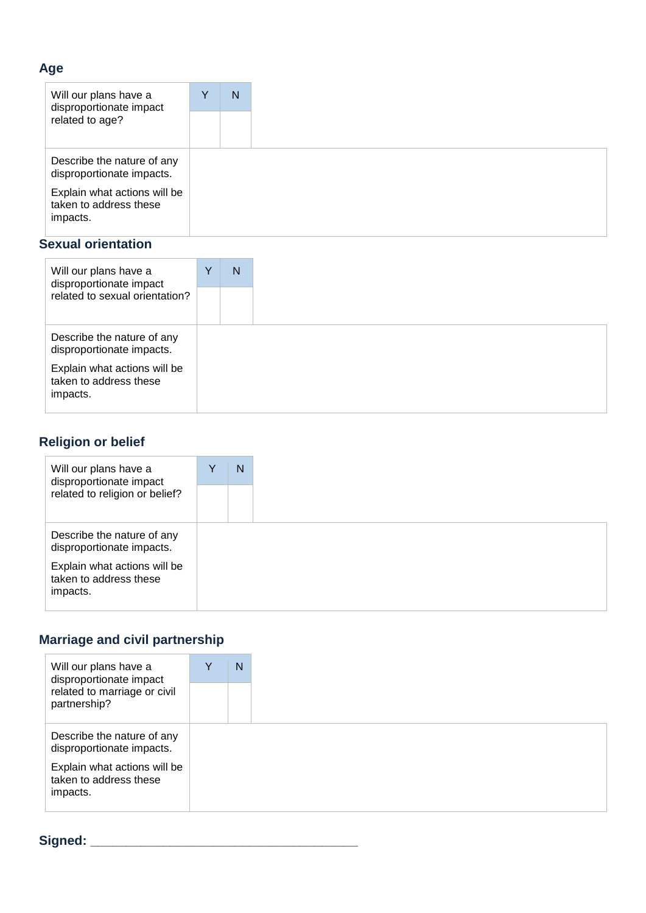### Age

| Will our plans have a disproportionate impact related to age? | Y | N |
|---|---|---|
| | | |

| | |
|---|---|
| Describe the nature of any disproportionate impacts.<br><br>Explain what actions will be taken to address these impacts. | |

### Sexual orientation

| Will our plans have a disproportionate impact related to sexual orientation? | Y | N |
|---|---|---|
| | | |

| | |
|---|---|
| Describe the nature of any disproportionate impacts.<br><br>Explain what actions will be taken to address these impacts. | |

### Religion or belief

| Will our plans have a disproportionate impact related to religion or belief? | Y | N |
|---|---|---|
| | | |

| | |
|---|---|
| Describe the nature of any disproportionate impacts.<br><br>Explain what actions will be taken to address these impacts. | |

### Marriage and civil partnership

| Will our plans have a disproportionate impact related to marriage or civil partnership? | Y | N |
|---|---|---|
| | | |

| | |
|---|---|
| Describe the nature of any disproportionate impacts.<br><br>Explain what actions will be taken to address these impacts. | |

**Signed: ____________________________________**